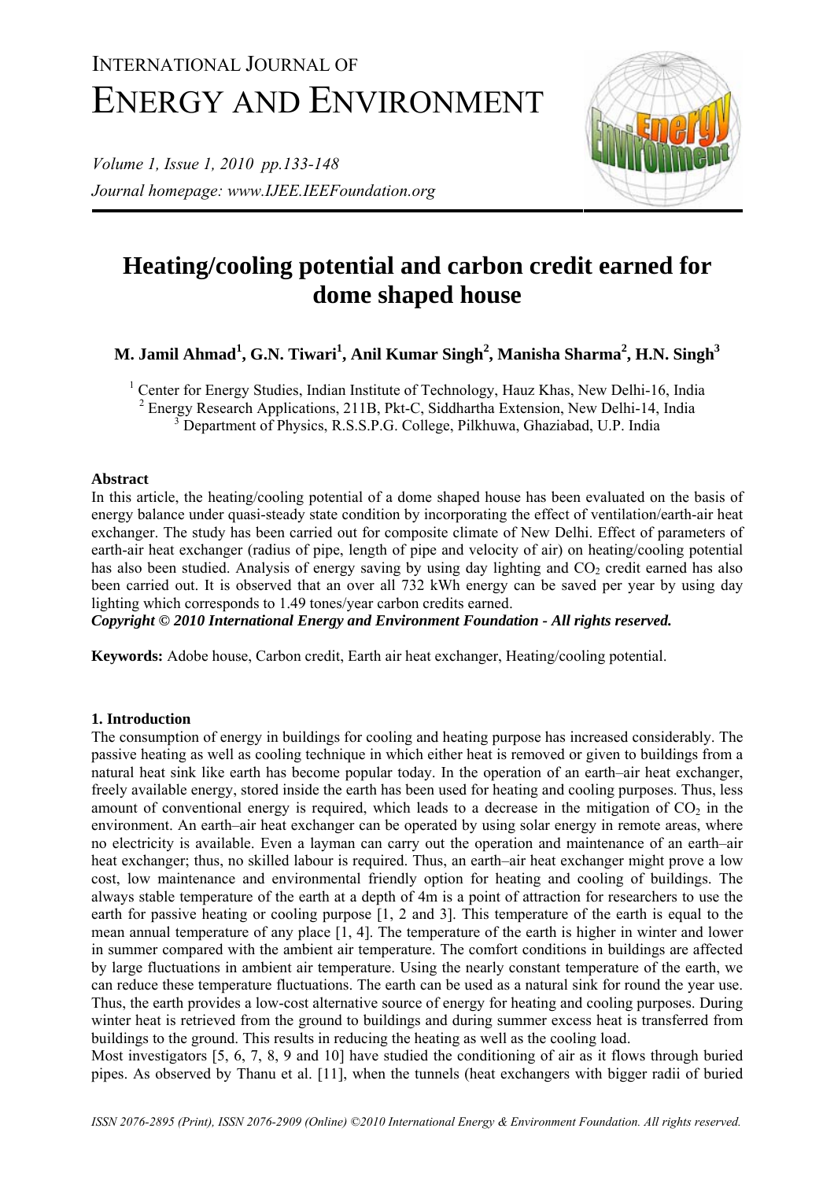# Heating/cooling potential and carbon credit earned for dome shaped house

**M. Jamil Ahmad[1], G.N. Tiwari[1], Anil Kumar Singh[2], Manisha Sharma[2], H.N. Singh[3]**

[1] Center for Energy Studies, Indian Institute of Technology, Hauz Khas, New Delhi-16, India
[2] Energy Research Applications, 211B, Pkt-C, Siddhartha Extension, New Delhi-14, India
[3] Department of Physics, R.S.S.P.G. College, Pilkhuwa, Ghaziabad, U.P. India

**Abstract**

In this article, the heating/cooling potential of a dome shaped house has been evaluated on the basis of energy balance under quasi-steady state condition by incorporating the effect of ventilation/earth-air heat exchanger. The study has been carried out for composite climate of New Delhi. Effect of parameters of earth-air heat exchanger (radius of pipe, length of pipe and velocity of air) on heating/cooling potential has also been studied. Analysis of energy saving by using day lighting and $CO_2$ credit earned has also been carried out. It is observed that an over all 732 kWh energy can be saved per year by using day lighting which corresponds to 1.49 tones/year carbon credits earned.

***Copyright © 2010 International Energy and Environment Foundation - All rights reserved.***

**Keywords:** Adobe house, Carbon credit, Earth air heat exchanger, Heating/cooling potential.

## 1. Introduction

The consumption of energy in buildings for cooling and heating purpose has increased considerably. The passive heating as well as cooling technique in which either heat is removed or given to buildings from a natural heat sink like earth has become popular today. In the operation of an earth–air heat exchanger, freely available energy, stored inside the earth has been used for heating and cooling purposes. Thus, less amount of conventional energy is required, which leads to a decrease in the mitigation of $CO_2$ in the environment. An earth–air heat exchanger can be operated by using solar energy in remote areas, where no electricity is available. Even a layman can carry out the operation and maintenance of an earth–air heat exchanger; thus, no skilled labour is required. Thus, an earth–air heat exchanger might prove a low cost, low maintenance and environmental friendly option for heating and cooling of buildings. The always stable temperature of the earth at a depth of 4m is a point of attraction for researchers to use the earth for passive heating or cooling purpose [1, 2 and 3]. This temperature of the earth is equal to the mean annual temperature of any place [1, 4]. The temperature of the earth is higher in winter and lower in summer compared with the ambient air temperature. The comfort conditions in buildings are affected by large fluctuations in ambient air temperature. Using the nearly constant temperature of the earth, we can reduce these temperature fluctuations. The earth can be used as a natural sink for round the year use. Thus, the earth provides a low-cost alternative source of energy for heating and cooling purposes. During winter heat is retrieved from the ground to buildings and during summer excess heat is transferred from buildings to the ground. This results in reducing the heating as well as the cooling load.

Most investigators [5, 6, 7, 8, 9 and 10] have studied the conditioning of air as it flows through buried pipes. As observed by Thanu et al. [11], when the tunnels (heat exchangers with bigger radii of buried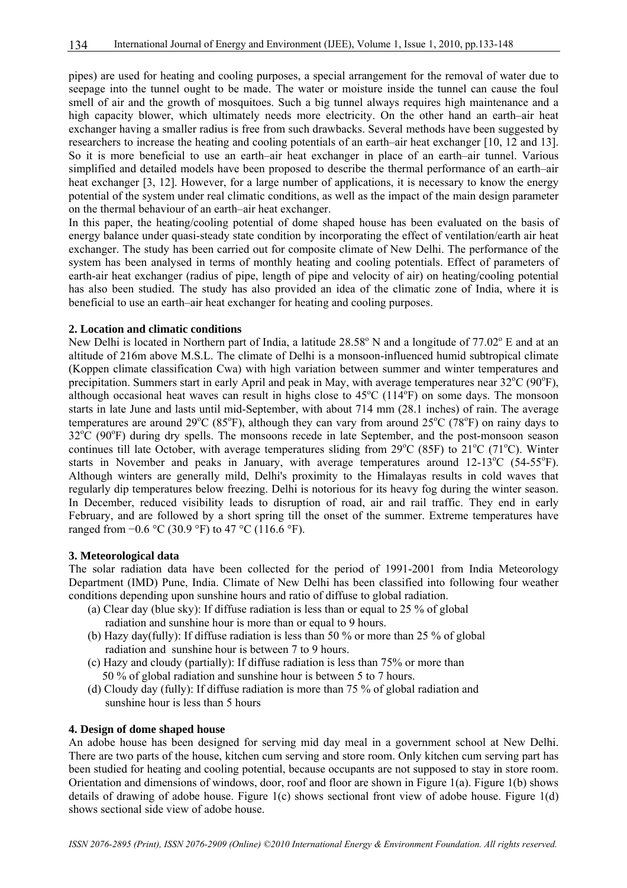pipes) are used for heating and cooling purposes, a special arrangement for the removal of water due to seepage into the tunnel ought to be made. The water or moisture inside the tunnel can cause the foul smell of air and the growth of mosquitoes. Such a big tunnel always requires high maintenance and a high capacity blower, which ultimately needs more electricity. On the other hand an earth–air heat exchanger having a smaller radius is free from such drawbacks. Several methods have been suggested by researchers to increase the heating and cooling potentials of an earth–air heat exchanger [10, 12 and 13]. So it is more beneficial to use an earth–air heat exchanger in place of an earth–air tunnel. Various simplified and detailed models have been proposed to describe the thermal performance of an earth–air heat exchanger [3, 12]. However, for a large number of applications, it is necessary to know the energy potential of the system under real climatic conditions, as well as the impact of the main design parameter on the thermal behaviour of an earth–air heat exchanger.

In this paper, the heating/cooling potential of dome shaped house has been evaluated on the basis of energy balance under quasi-steady state condition by incorporating the effect of ventilation/earth air heat exchanger. The study has been carried out for composite climate of New Delhi. The performance of the system has been analysed in terms of monthly heating and cooling potentials. Effect of parameters of earth-air heat exchanger (radius of pipe, length of pipe and velocity of air) on heating/cooling potential has also been studied. The study has also provided an idea of the climatic zone of India, where it is beneficial to use an earth–air heat exchanger for heating and cooling purposes.

## 2. Location and climatic conditions

New Delhi is located in Northern part of India, a latitude 28.58$^o$ N and a longitude of 77.02$^o$ E and at an altitude of 216m above M.S.L. The climate of Delhi is a monsoon-influenced humid subtropical climate (Koppen climate classification Cwa) with high variation between summer and winter temperatures and precipitation. Summers start in early April and peak in May, with average temperatures near 32$^o$C (90$^o$F), although occasional heat waves can result in highs close to 45$^o$C (114$^o$F) on some days. The monsoon starts in late June and lasts until mid-September, with about 714 mm (28.1 inches) of rain. The average temperatures are around 29$^o$C (85$^o$F), although they can vary from around 25$^o$C (78$^o$F) on rainy days to 32$^o$C (90$^o$F) during dry spells. The monsoons recede in late September, and the post-monsoon season continues till late October, with average temperatures sliding from 29$^o$C (85F) to 21$^o$C (71$^o$C). Winter starts in November and peaks in January, with average temperatures around 12-13$^o$C (54-55$^o$F). Although winters are generally mild, Delhi's proximity to the Himalayas results in cold waves that regularly dip temperatures below freezing. Delhi is notorious for its heavy fog during the winter season. In December, reduced visibility leads to disruption of road, air and rail traffic. They end in early February, and are followed by a short spring till the onset of the summer. Extreme temperatures have ranged from −0.6 °C (30.9 °F) to 47 °C (116.6 °F).

## 3. Meteorological data

The solar radiation data have been collected for the period of 1991-2001 from India Meteorology Department (IMD) Pune, India. Climate of New Delhi has been classified into following four weather conditions depending upon sunshine hours and ratio of diffuse to global radiation.

(a) Clear day (blue sky): If diffuse radiation is less than or equal to 25 % of global radiation and sunshine hour is more than or equal to 9 hours.
(b) Hazy day(fully): If diffuse radiation is less than 50 % or more than 25 % of global radiation and sunshine hour is between 7 to 9 hours.
(c) Hazy and cloudy (partially): If diffuse radiation is less than 75% or more than 50 % of global radiation and sunshine hour is between 5 to 7 hours.
(d) Cloudy day (fully): If diffuse radiation is more than 75 % of global radiation and sunshine hour is less than 5 hours

## 4. Design of dome shaped house

An adobe house has been designed for serving mid day meal in a government school at New Delhi. There are two parts of the house, kitchen cum serving and store room. Only kitchen cum serving part has been studied for heating and cooling potential, because occupants are not supposed to stay in store room. Orientation and dimensions of windows, door, roof and floor are shown in Figure 1(a). Figure 1(b) shows details of drawing of adobe house. Figure 1(c) shows sectional front view of adobe house. Figure 1(d) shows sectional side view of adobe house.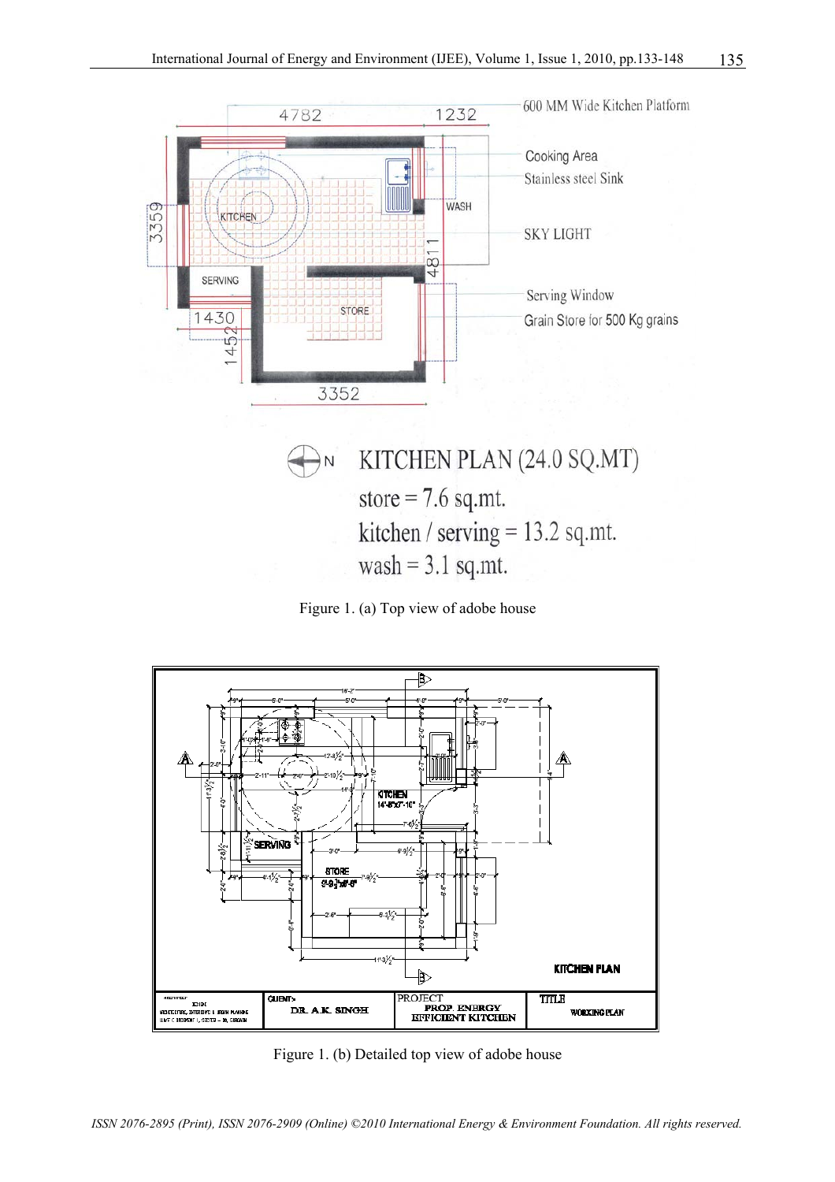4782

1232

600 MM Wide Kitchen Platform

Cooking Area

Stainless steel Sink

WASH

KITCHEN

SKY LIGHT

3359

4811

SERVING

Serving Window

STORE

Grain Store for 500 Kg grains

1430

1452

3352

N

KITCHEN PLAN (24.0 SQ.MT)

store = 7.6 sq.mt.

kitchen / serving = 13.2 sq.mt.

wash = 3.1 sq.mt.

Figure 1. (a) Top view of adobe house

KITCHEN 14'-6"X7'-10"

SERVING

STORE

KITCHEN PLAN

CLIENT: DR. A.K. SINGH

PROJECT: PROP. ENERGY EFFICIENT KITCHEN

TITLE: WORKING PLAN

Figure 1. (b) Detailed top view of adobe house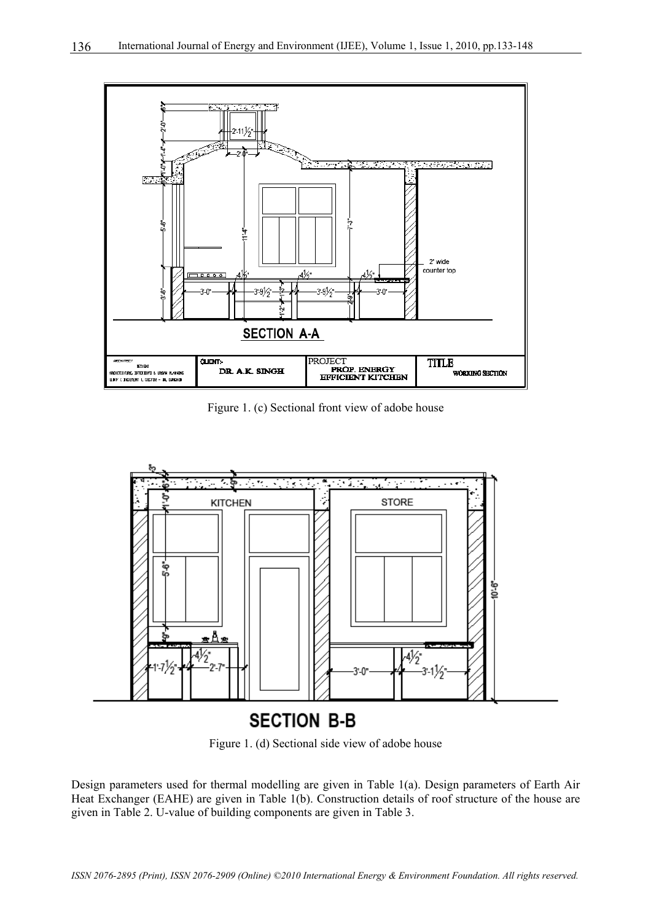Figure 1. (c) Sectional front view of adobe house

Figure 1. (d) Sectional side view of adobe house

Design parameters used for thermal modelling are given in Table 1(a). Design parameters of Earth Air Heat Exchanger (EAHE) are given in Table 1(b). Construction details of roof structure of the house are given in Table 2. U-value of building components are given in Table 3.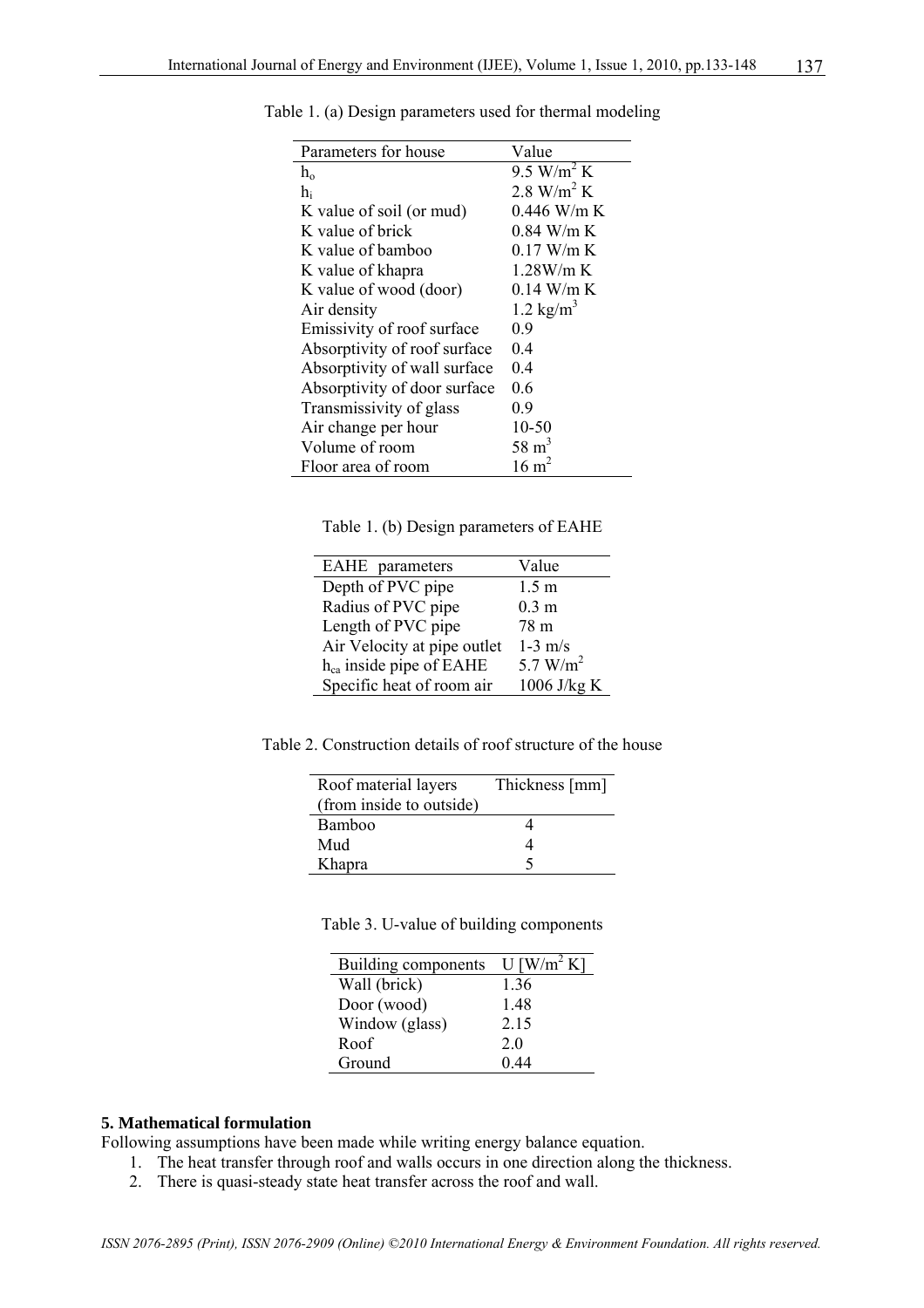Table 1. (a) Design parameters used for thermal modeling

| Parameters for house | Value |
|---|---|
| $h_o$ | 9.5 W/m$^2$ K |
| $h_i$ | 2.8 W/m$^2$ K |
| K value of soil (or mud) | 0.446 W/m K |
| K value of brick | 0.84 W/m K |
| K value of bamboo | 0.17 W/m K |
| K value of khapra | 1.28W/m K |
| K value of wood (door) | 0.14 W/m K |
| Air density | 1.2 kg/m$^3$ |
| Emissivity of roof surface | 0.9 |
| Absorptivity of roof surface | 0.4 |
| Absorptivity of wall surface | 0.4 |
| Absorptivity of door surface | 0.6 |
| Transmissivity of glass | 0.9 |
| Air change per hour | 10-50 |
| Volume of room | 58 m$^3$ |
| Floor area of room | 16 m$^2$ |

Table 1. (b) Design parameters of EAHE

| EAHE parameters | Value |
|---|---|
| Depth of PVC pipe | 1.5 m |
| Radius of PVC pipe | 0.3 m |
| Length of PVC pipe | 78 m |
| Air Velocity at pipe outlet | 1-3 m/s |
| $h_{ca}$ inside pipe of EAHE | 5.7 W/m$^2$ |
| Specific heat of room air | 1006 J/kg K |

Table 2. Construction details of roof structure of the house

| Roof material layers (from inside to outside) | Thickness [mm] |
|---|---|
| Bamboo | 4 |
| Mud | 4 |
| Khapra | 5 |

Table 3. U-value of building components

| Building components | U [W/m$^2$ K] |
|---|---|
| Wall (brick) | 1.36 |
| Door (wood) | 1.48 |
| Window (glass) | 2.15 |
| Roof | 2.0 |
| Ground | 0.44 |

## 5. Mathematical formulation

Following assumptions have been made while writing energy balance equation.

1. The heat transfer through roof and walls occurs in one direction along the thickness.
2. There is quasi-steady state heat transfer across the roof and wall.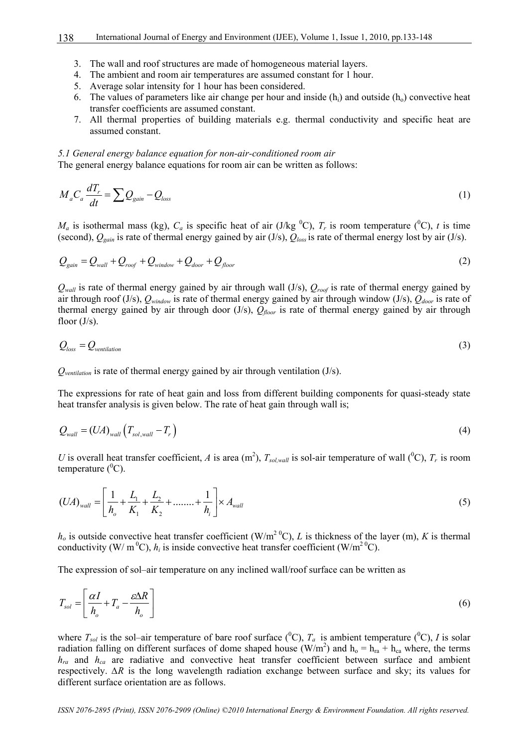3. The wall and roof structures are made of homogeneous material layers.
4. The ambient and room air temperatures are assumed constant for 1 hour.
5. Average solar intensity for 1 hour has been considered.
6. The values of parameters like air change per hour and inside ($h_i$) and outside ($h_o$) convective heat transfer coefficients are assumed constant.
7. All thermal properties of building materials e.g. thermal conductivity and specific heat are assumed constant.

*5.1 General energy balance equation for non-air-conditioned room air*

The general energy balance equations for room air can be written as follows:

$$M_a C_a \frac{dT_r}{dt} = \sum Q_{gain} - Q_{loss} \tag{1}$$

$M_a$ is isothermal mass (kg), $C_a$ is specific heat of air (J/kg $^0$C), $T_r$ is room temperature ($^0$C), $t$ is time (second), $Q_{gain}$ is rate of thermal energy gained by air (J/s), $Q_{loss}$ is rate of thermal energy lost by air (J/s).

$$Q_{gain} = Q_{wall} + Q_{roof} + Q_{window} + Q_{door} + Q_{floor} \tag{2}$$

$Q_{wall}$ is rate of thermal energy gained by air through wall (J/s), $Q_{roof}$ is rate of thermal energy gained by air through roof (J/s), $Q_{window}$ is rate of thermal energy gained by air through window (J/s), $Q_{door}$ is rate of thermal energy gained by air through door (J/s), $Q_{floor}$ is rate of thermal energy gained by air through floor (J/s).

$$Q_{loss} = Q_{ventilation} \tag{3}$$

$Q_{ventilation}$ is rate of thermal energy gained by air through ventilation (J/s).

The expressions for rate of heat gain and loss from different building components for quasi-steady state heat transfer analysis is given below. The rate of heat gain through wall is;

$$Q_{wall} = (UA)_{wall} \left( T_{sol,wall} - T_r \right) \tag{4}$$

$U$ is overall heat transfer coefficient, $A$ is area (m$^2$), $T_{sol,wall}$ is sol-air temperature of wall ($^0$C), $T_r$ is room temperature ($^0$C).

$$(UA)_{wall} = \left[ \frac{1}{h_o} + \frac{L_1}{K_1} + \frac{L_2}{K_2} + ........ + \frac{1}{h_i} \right] \times A_{wall} \tag{5}$$

$h_o$ is outside convective heat transfer coefficient (W/m$^2$ $^0$C), $L$ is thickness of the layer (m), $K$ is thermal conductivity (W/ m $^0$C), $h_i$ is inside convective heat transfer coefficient (W/m$^2$ $^0$C).

The expression of sol–air temperature on any inclined wall/roof surface can be written as

$$T_{sol} = \left[ \frac{\alpha I}{h_o} + T_a - \frac{\varepsilon \Delta R}{h_o} \right] \tag{6}$$

where $T_{sol}$ is the sol–air temperature of bare roof surface ($^0$C), $T_a$ is ambient temperature ($^0$C), $I$ is solar radiation falling on different surfaces of dome shaped house (W/m$^2$) and $h_o = h_{ra} + h_{ca}$ where, the terms $h_{ra}$ and $h_{ca}$ are radiative and convective heat transfer coefficient between surface and ambient respectively. $\Delta R$ is the long wavelength radiation exchange between surface and sky; its values for different surface orientation are as follows.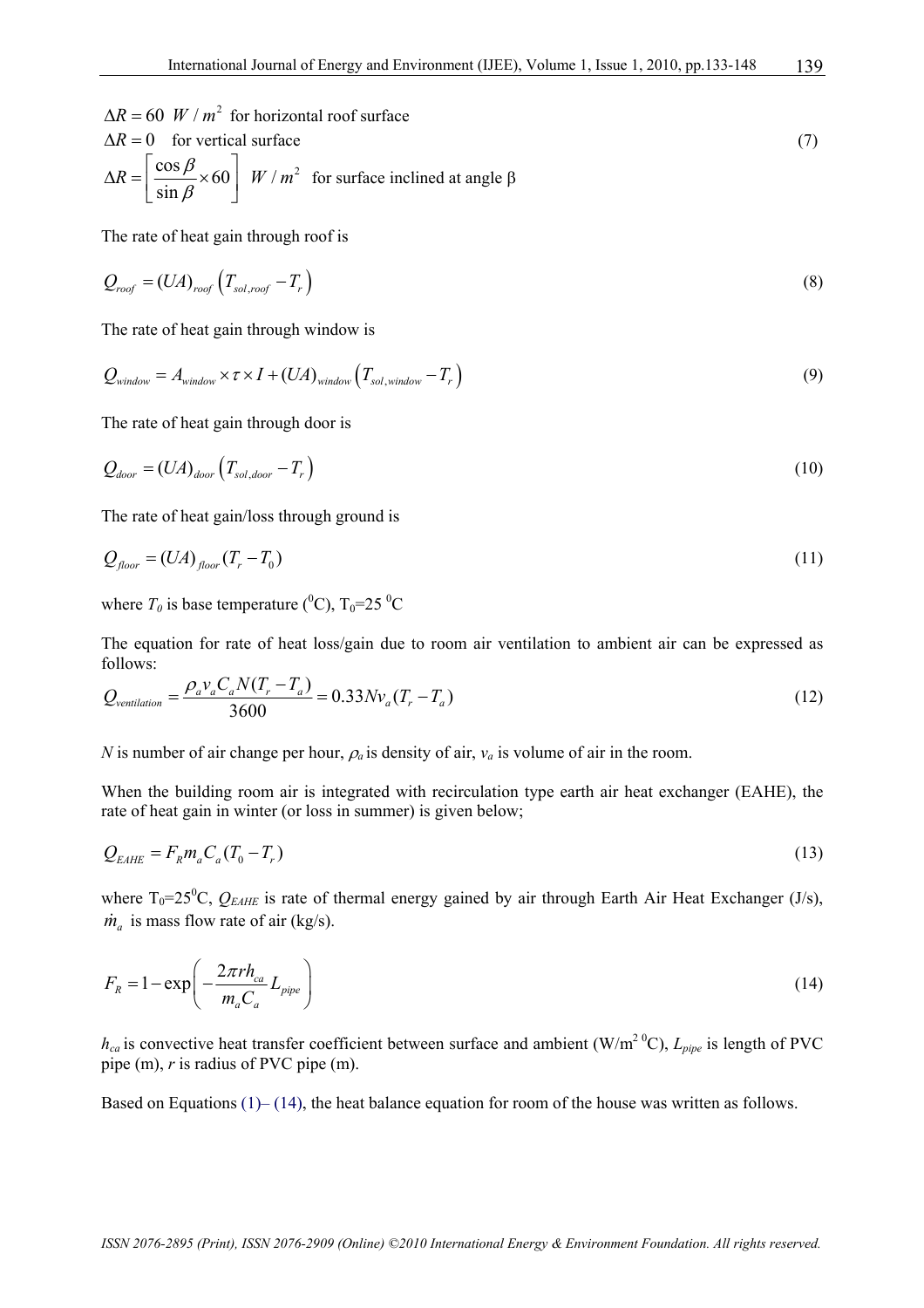$\Delta R = 60\ W/m^2$ for horizontal roof surface

$\Delta R = 0$ for vertical surface

$$\Delta R = \left[\frac{\cos\beta}{\sin\beta} \times 60\right]\ W/m^2 \text{ for surface inclined at angle } \beta \tag{7}$$

The rate of heat gain through roof is

$$Q_{roof} = (UA)_{roof}\left(T_{sol,roof} - T_r\right) \tag{8}$$

The rate of heat gain through window is

$$Q_{window} = A_{window} \times \tau \times I + (UA)_{window}\left(T_{sol,window} - T_r\right) \tag{9}$$

The rate of heat gain through door is

$$Q_{door} = (UA)_{door}\left(T_{sol,door} - T_r\right) \tag{10}$$

The rate of heat gain/loss through ground is

$$Q_{floor} = (UA)_{floor}(T_r - T_0) \tag{11}$$

where $T_0$ is base temperature ($^0$C), $T_0$=25 $^0$C

The equation for rate of heat loss/gain due to room air ventilation to ambient air can be expressed as follows:

$$Q_{ventilation} = \frac{\rho_a v_a C_a N(T_r - T_a)}{3600} = 0.33 N v_a (T_r - T_a) \tag{12}$$

$N$ is number of air change per hour, $\rho_a$ is density of air, $v_a$ is volume of air in the room.

When the building room air is integrated with recirculation type earth air heat exchanger (EAHE), the rate of heat gain in winter (or loss in summer) is given below;

$$Q_{EAHE} = F_R m_a C_a (T_0 - T_r) \tag{13}$$

where $T_0$=25$^0$C, $Q_{EAHE}$ is rate of thermal energy gained by air through Earth Air Heat Exchanger (J/s), $\dot{m}_a$ is mass flow rate of air (kg/s).

$$F_R = 1 - \exp\left(-\frac{2\pi r h_{ca}}{m_a C_a} L_{pipe}\right) \tag{14}$$

$h_{ca}$ is convective heat transfer coefficient between surface and ambient (W/m$^2$ $^0$C), $L_{pipe}$ is length of PVC pipe (m), $r$ is radius of PVC pipe (m).

Based on Equations (1)– (14), the heat balance equation for room of the house was written as follows.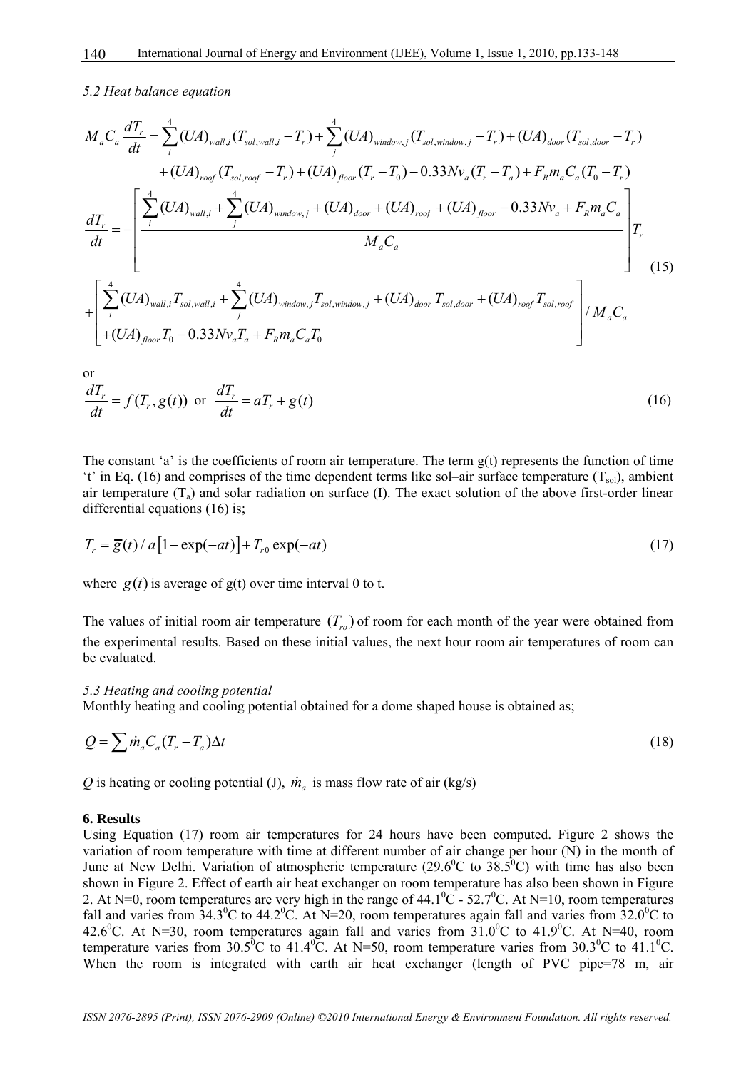*5.2 Heat balance equation*

$$
\begin{aligned}
M_a C_a \frac{dT_r}{dt} &= \sum_i^4 (UA)_{wall,i}(T_{sol,wall,i} - T_r) + \sum_j^4 (UA)_{window,j}(T_{sol,window,j} - T_r) + (UA)_{door}(T_{sol,door} - T_r) \\
&\quad + (UA)_{roof}(T_{sol,roof} - T_r) + (UA)_{floor}(T_r - T_0) - 0.33 N v_a (T_r - T_a) + F_R m_a C_a (T_0 - T_r) \\
\frac{dT_r}{dt} &= -\left[ \frac{\sum_i^4 (UA)_{wall,i} + \sum_j^4 (UA)_{window,j} + (UA)_{door} + (UA)_{roof} + (UA)_{floor} - 0.33 N v_a + F_R m_a C_a}{M_a C_a} \right] T_r \\
&\quad + \left[ \begin{array}{l} \sum_i^4 (UA)_{wall,i} T_{sol,wall,i} + \sum_j^4 (UA)_{window,j} T_{sol,window,j} + (UA)_{door} T_{sol,door} + (UA)_{roof} T_{sol,roof} \\ + (UA)_{floor} T_0 - 0.33 N v_a T_a + F_R m_a C_a T_0 \end{array} \right] / M_a C_a
\end{aligned}
\tag{15}
$$

or

$$
\frac{dT_r}{dt} = f(T_r, g(t)) \quad \text{or} \quad \frac{dT_r}{dt} = aT_r + g(t) \tag{16}
$$

The constant 'a' is the coefficients of room air temperature. The term g(t) represents the function of time 't' in Eq. (16) and comprises of the time dependent terms like sol–air surface temperature ($T_{sol}$), ambient air temperature ($T_a$) and solar radiation on surface (I). The exact solution of the above first-order linear differential equations (16) is;

$$
T_r = \overline{g}(t)/a\left[1 - \exp(-at)\right] + T_{r0}\exp(-at) \tag{17}
$$

where $\overline{g}(t)$ is average of g(t) over time interval 0 to t.

The values of initial room air temperature $(T_{ro})$ of room for each month of the year were obtained from the experimental results. Based on these initial values, the next hour room air temperatures of room can be evaluated.

*5.3 Heating and cooling potential*

Monthly heating and cooling potential obtained for a dome shaped house is obtained as;

$$
Q = \sum \dot{m}_a C_a (T_r - T_a)\Delta t \tag{18}
$$

$Q$ is heating or cooling potential (J), $\dot{m}_a$ is mass flow rate of air (kg/s)

## 6. Results

Using Equation (17) room air temperatures for 24 hours have been computed. Figure 2 shows the variation of room temperature with time at different number of air change per hour (N) in the month of June at New Delhi. Variation of atmospheric temperature ($29.6^0$C to $38.5^0$C) with time has also been shown in Figure 2. Effect of earth air heat exchanger on room temperature has also been shown in Figure 2. At N=0, room temperatures are very high in the range of $44.1^0$C - $52.7^0$C. At N=10, room temperatures fall and varies from $34.3^0$C to $44.2^0$C. At N=20, room temperatures again fall and varies from $32.0^0$C to $42.6^0$C. At N=30, room temperatures again fall and varies from $31.0^0$C to $41.9^0$C. At N=40, room temperature varies from $30.5^0$C to $41.4^0$C. At N=50, room temperature varies from $30.3^0$C to $41.1^0$C. When the room is integrated with earth air heat exchanger (length of PVC pipe=78 m, air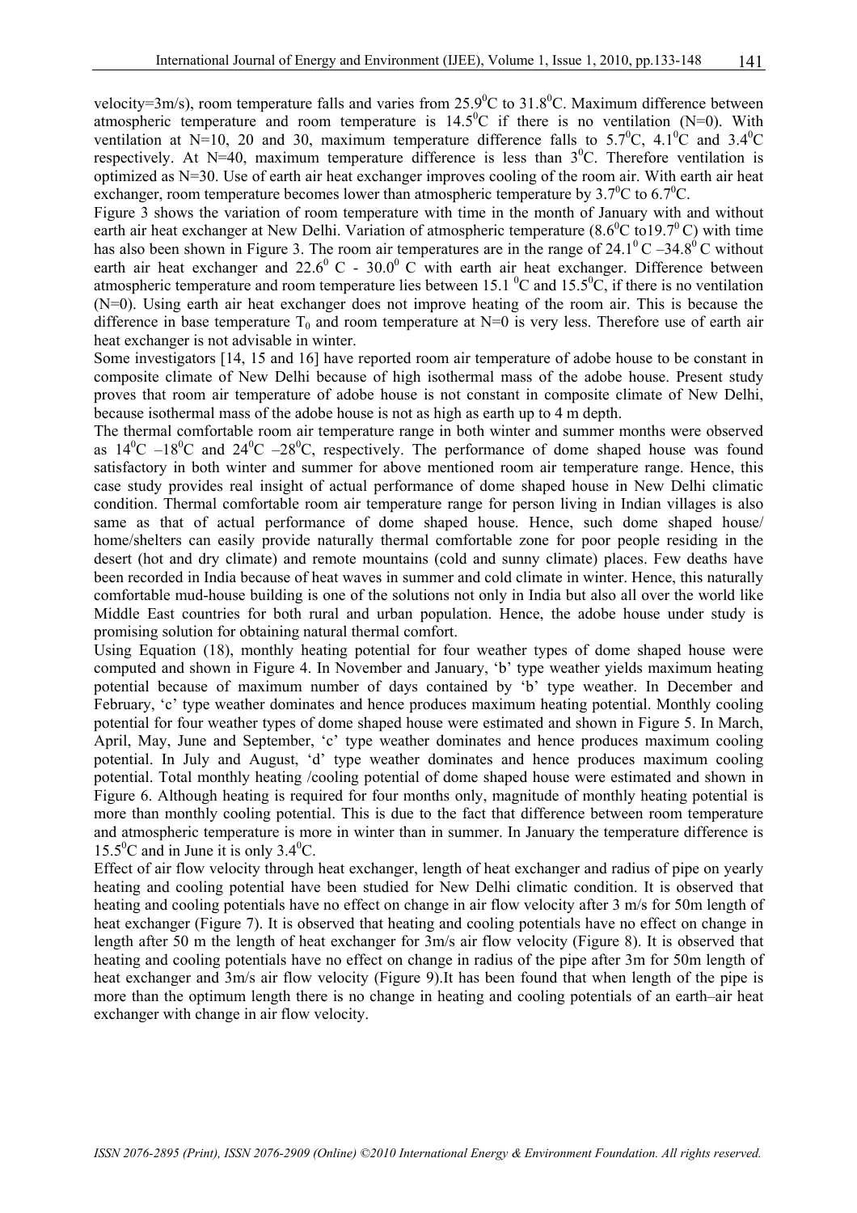velocity=3m/s), room temperature falls and varies from $25.9^0$C to $31.8^0$C. Maximum difference between atmospheric temperature and room temperature is $14.5^0$C if there is no ventilation (N=0). With ventilation at N=10, 20 and 30, maximum temperature difference falls to $5.7^0$C, $4.1^0$C and $3.4^0$C respectively. At N=40, maximum temperature difference is less than $3^0$C. Therefore ventilation is optimized as N=30. Use of earth air heat exchanger improves cooling of the room air. With earth air heat exchanger, room temperature becomes lower than atmospheric temperature by $3.7^0$C to $6.7^0$C.

Figure 3 shows the variation of room temperature with time in the month of January with and without earth air heat exchanger at New Delhi. Variation of atmospheric temperature ($8.6^0$C to$19.7^0$ C) with time has also been shown in Figure 3. The room air temperatures are in the range of $24.1^0$ C $-34.8^0$ C without earth air heat exchanger and $22.6^0$ C - $30.0^0$ C with earth air heat exchanger. Difference between atmospheric temperature and room temperature lies between 15.1 $^0$C and $15.5^0$C, if there is no ventilation (N=0). Using earth air heat exchanger does not improve heating of the room air. This is because the difference in base temperature $T_0$ and room temperature at N=0 is very less. Therefore use of earth air heat exchanger is not advisable in winter.

Some investigators [14, 15 and 16] have reported room air temperature of adobe house to be constant in composite climate of New Delhi because of high isothermal mass of the adobe house. Present study proves that room air temperature of adobe house is not constant in composite climate of New Delhi, because isothermal mass of the adobe house is not as high as earth up to 4 m depth.

The thermal comfortable room air temperature range in both winter and summer months were observed as $14^0$C $-18^0$C and $24^0$C $-28^0$C, respectively. The performance of dome shaped house was found satisfactory in both winter and summer for above mentioned room air temperature range. Hence, this case study provides real insight of actual performance of dome shaped house in New Delhi climatic condition. Thermal comfortable room air temperature range for person living in Indian villages is also same as that of actual performance of dome shaped house. Hence, such dome shaped house/ home/shelters can easily provide naturally thermal comfortable zone for poor people residing in the desert (hot and dry climate) and remote mountains (cold and sunny climate) places. Few deaths have been recorded in India because of heat waves in summer and cold climate in winter. Hence, this naturally comfortable mud-house building is one of the solutions not only in India but also all over the world like Middle East countries for both rural and urban population. Hence, the adobe house under study is promising solution for obtaining natural thermal comfort.

Using Equation (18), monthly heating potential for four weather types of dome shaped house were computed and shown in Figure 4. In November and January, 'b' type weather yields maximum heating potential because of maximum number of days contained by 'b' type weather. In December and February, 'c' type weather dominates and hence produces maximum heating potential. Monthly cooling potential for four weather types of dome shaped house were estimated and shown in Figure 5. In March, April, May, June and September, 'c' type weather dominates and hence produces maximum cooling potential. In July and August, 'd' type weather dominates and hence produces maximum cooling potential. Total monthly heating /cooling potential of dome shaped house were estimated and shown in Figure 6. Although heating is required for four months only, magnitude of monthly heating potential is more than monthly cooling potential. This is due to the fact that difference between room temperature and atmospheric temperature is more in winter than in summer. In January the temperature difference is $15.5^0$C and in June it is only $3.4^0$C.

Effect of air flow velocity through heat exchanger, length of heat exchanger and radius of pipe on yearly heating and cooling potential have been studied for New Delhi climatic condition. It is observed that heating and cooling potentials have no effect on change in air flow velocity after 3 m/s for 50m length of heat exchanger (Figure 7). It is observed that heating and cooling potentials have no effect on change in length after 50 m the length of heat exchanger for 3m/s air flow velocity (Figure 8). It is observed that heating and cooling potentials have no effect on change in radius of the pipe after 3m for 50m length of heat exchanger and 3m/s air flow velocity (Figure 9).It has been found that when length of the pipe is more than the optimum length there is no change in heating and cooling potentials of an earth–air heat exchanger with change in air flow velocity.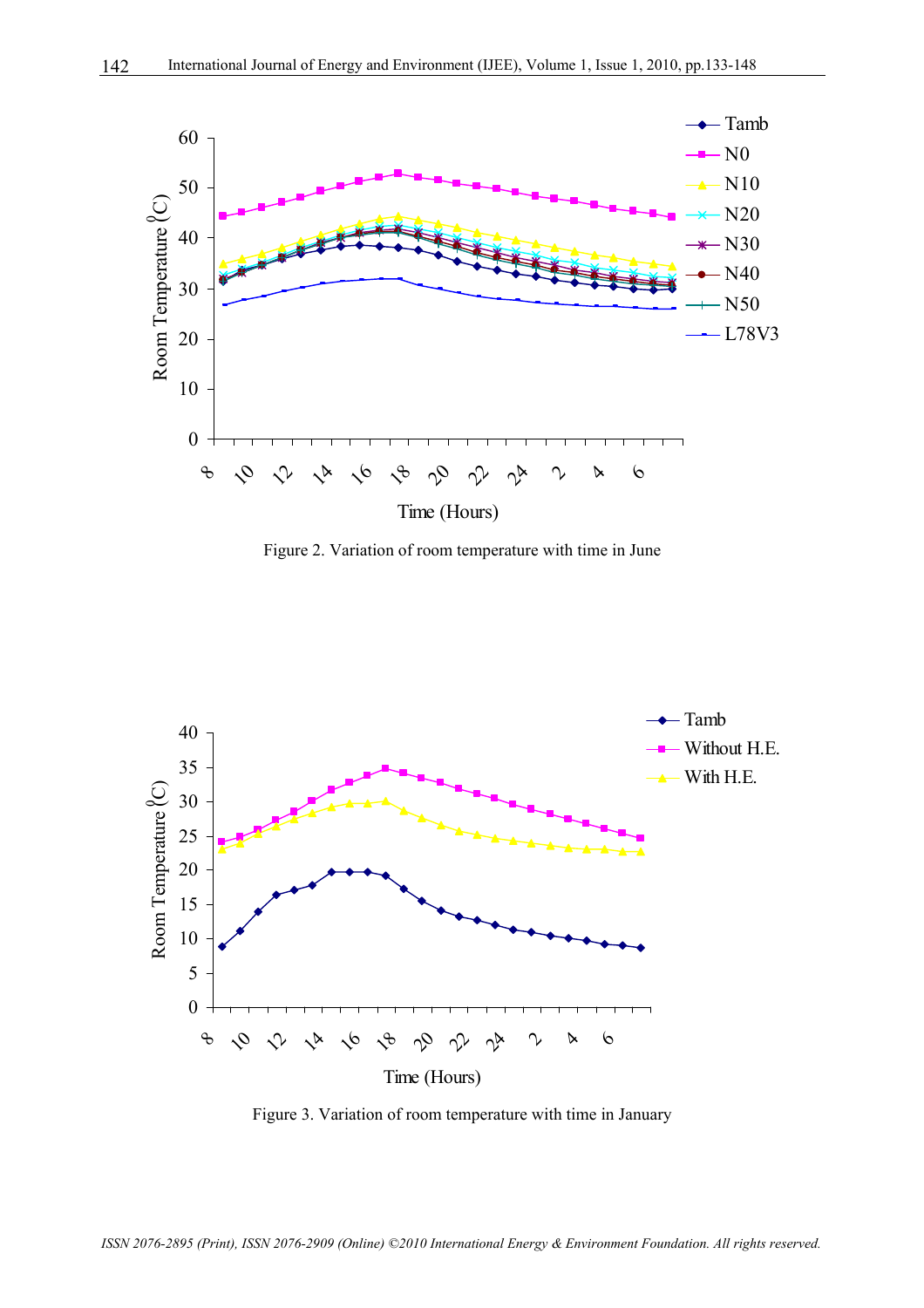60
50
40
30
20
10
0

Room Temperature ($^0$C)

8 10 12 14 16 18 20 22 24 2 4 6

Time (Hours)

Tamb
N0
N10
N20
N30
N40
N50
L78V3

Figure 2. Variation of room temperature with time in June

40
35
30
25
20
15
10
5
0

Room Temperature ($^0$C)

8 10 12 14 16 18 20 22 24 2 4 6

Time (Hours)

Tamb
Without H.E.
With H.E.

Figure 3. Variation of room temperature with time in January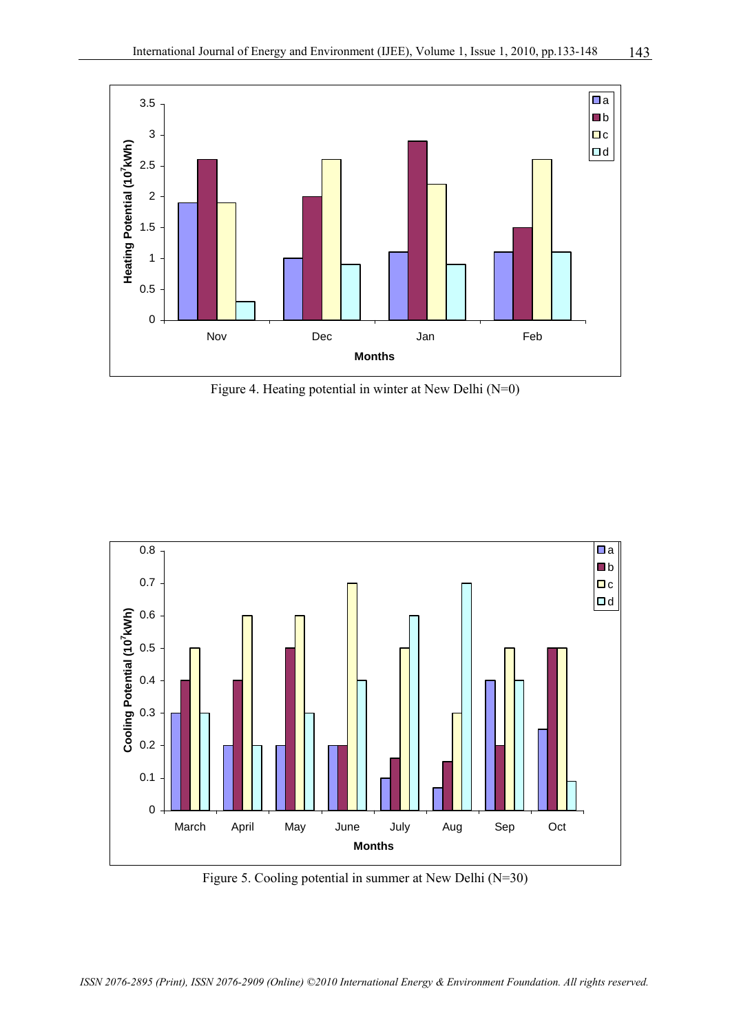Figure 4. Heating potential in winter at New Delhi (N=0)

Figure 5. Cooling potential in summer at New Delhi (N=30)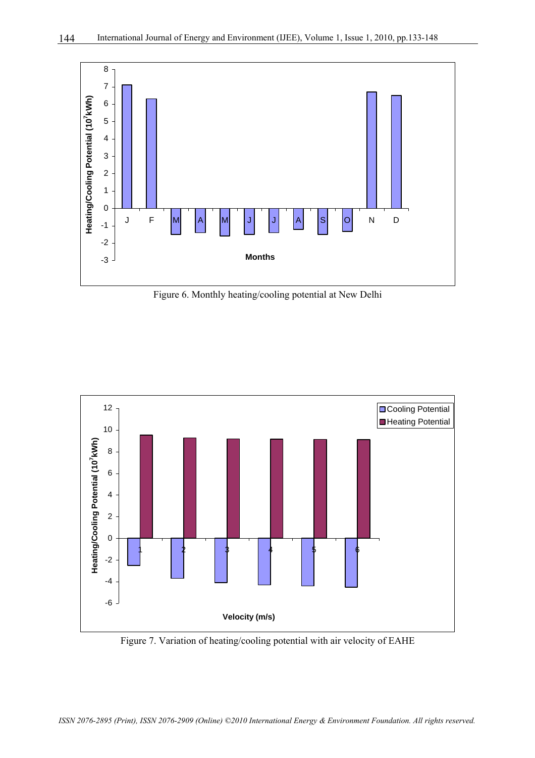Figure 6. Monthly heating/cooling potential at New Delhi

Figure 7. Variation of heating/cooling potential with air velocity of EAHE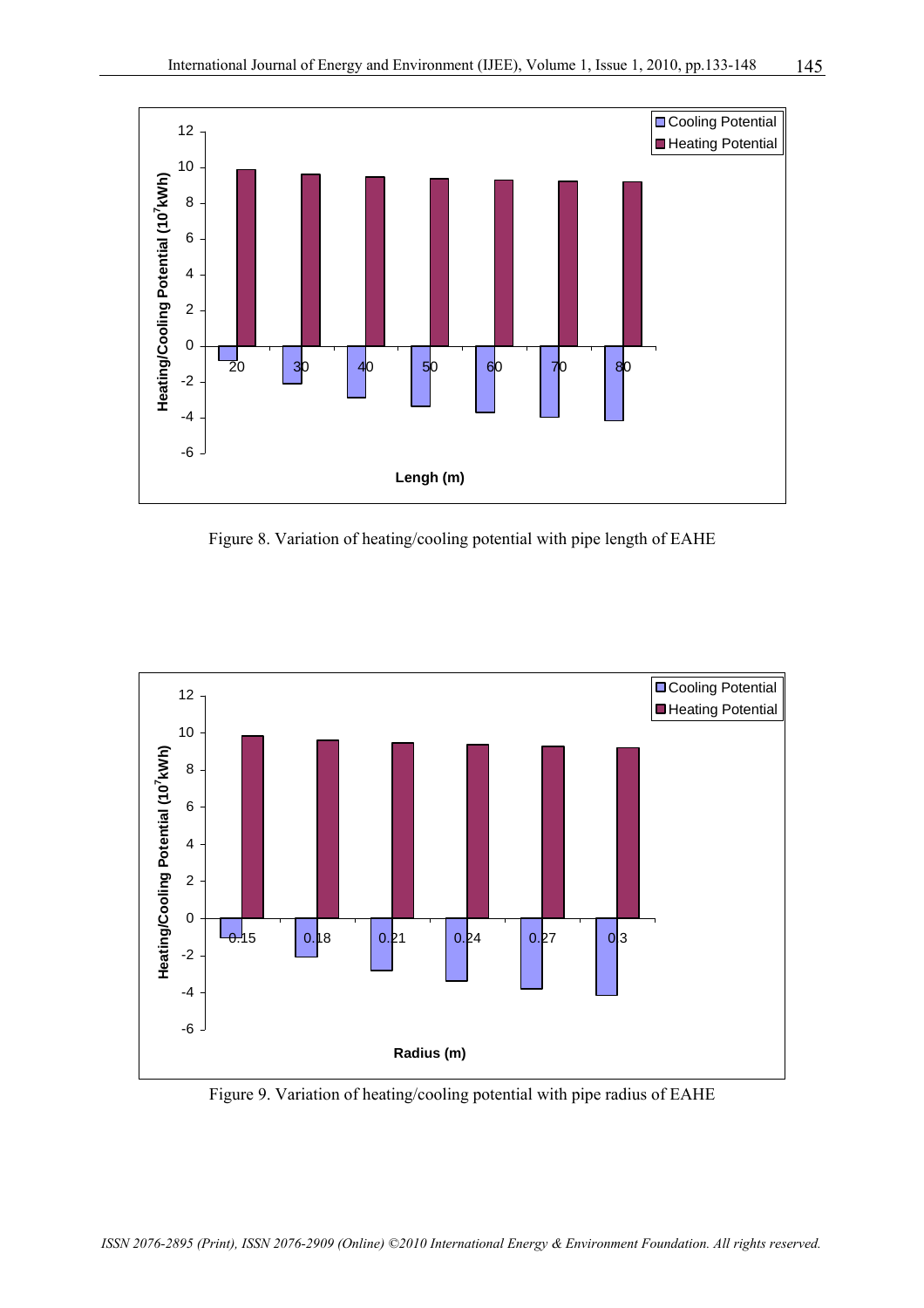Cooling Potential
Heating Potential

Heating/Cooling Potential ($10^7$kWh)

12
10
8
6
4
2
0
-2
-4
-6

20 30 40 50 60 70 80

Lengh (m)

Figure 8. Variation of heating/cooling potential with pipe length of EAHE

Cooling Potential
Heating Potential

Heating/Cooling Potential ($10^7$kWh)

12
10
8
6
4
2
0
-2
-4
-6

0.15 0.18 0.21 0.24 0.27 0.3

Radius (m)

Figure 9. Variation of heating/cooling potential with pipe radius of EAHE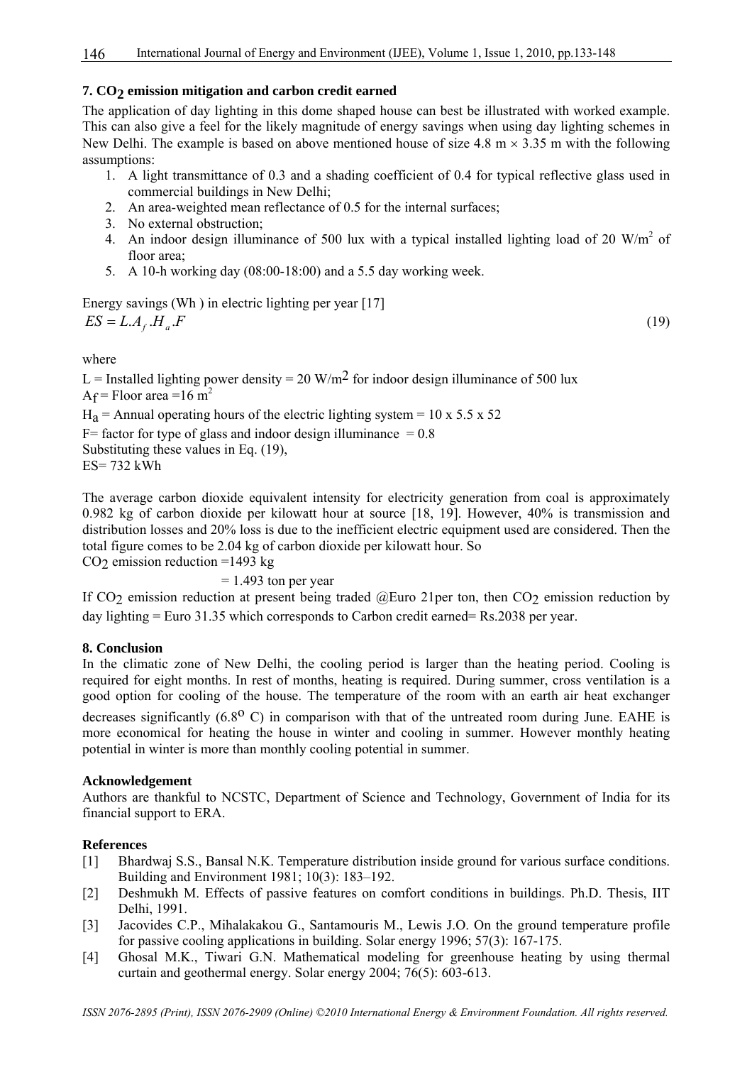## 7. $CO_2$ emission mitigation and carbon credit earned

The application of day lighting in this dome shaped house can best be illustrated with worked example. This can also give a feel for the likely magnitude of energy savings when using day lighting schemes in New Delhi. The example is based on above mentioned house of size 4.8 m × 3.35 m with the following assumptions:

1. A light transmittance of 0.3 and a shading coefficient of 0.4 for typical reflective glass used in commercial buildings in New Delhi;
2. An area-weighted mean reflectance of 0.5 for the internal surfaces;
3. No external obstruction;
4. An indoor design illuminance of 500 lux with a typical installed lighting load of 20 W/m$^2$ of floor area;
5. A 10-h working day (08:00-18:00) and a 5.5 day working week.

Energy savings (Wh ) in electric lighting per year [17]

$$ES = L.A_f.H_a.F \tag{19}$$

where

L = Installed lighting power density = 20 W/m$^2$ for indoor design illuminance of 500 lux

$A_f$ = Floor area =16 m$^2$

$H_a$ = Annual operating hours of the electric lighting system = 10 x 5.5 x 52

F= factor for type of glass and indoor design illuminance = 0.8

Substituting these values in Eq. (19),

ES= 732 kWh

The average carbon dioxide equivalent intensity for electricity generation from coal is approximately 0.982 kg of carbon dioxide per kilowatt hour at source [18, 19]. However, 40% is transmission and distribution losses and 20% loss is due to the inefficient electric equipment used are considered. Then the total figure comes to be 2.04 kg of carbon dioxide per kilowatt hour. So

$CO_2$ emission reduction =1493 kg

= 1.493 ton per year

If $CO_2$ emission reduction at present being traded @Euro 21per ton, then $CO_2$ emission reduction by day lighting = Euro 31.35 which corresponds to Carbon credit earned= Rs.2038 per year.

## 8. Conclusion

In the climatic zone of New Delhi, the cooling period is larger than the heating period. Cooling is required for eight months. In rest of months, heating is required. During summer, cross ventilation is a good option for cooling of the house. The temperature of the room with an earth air heat exchanger decreases significantly (6.8$^{o}$ C) in comparison with that of the untreated room during June. EAHE is more economical for heating the house in winter and cooling in summer. However monthly heating potential in winter is more than monthly cooling potential in summer.

## Acknowledgement

Authors are thankful to NCSTC, Department of Science and Technology, Government of India for its financial support to ERA.

## References

[1] Bhardwaj S.S., Bansal N.K. Temperature distribution inside ground for various surface conditions. Building and Environment 1981; 10(3): 183–192.

[2] Deshmukh M. Effects of passive features on comfort conditions in buildings. Ph.D. Thesis, IIT Delhi, 1991.

[3] Jacovides C.P., Mihalakakou G., Santamouris M., Lewis J.O. On the ground temperature profile for passive cooling applications in building. Solar energy 1996; 57(3): 167-175.

[4] Ghosal M.K., Tiwari G.N. Mathematical modeling for greenhouse heating by using thermal curtain and geothermal energy. Solar energy 2004; 76(5): 603-613.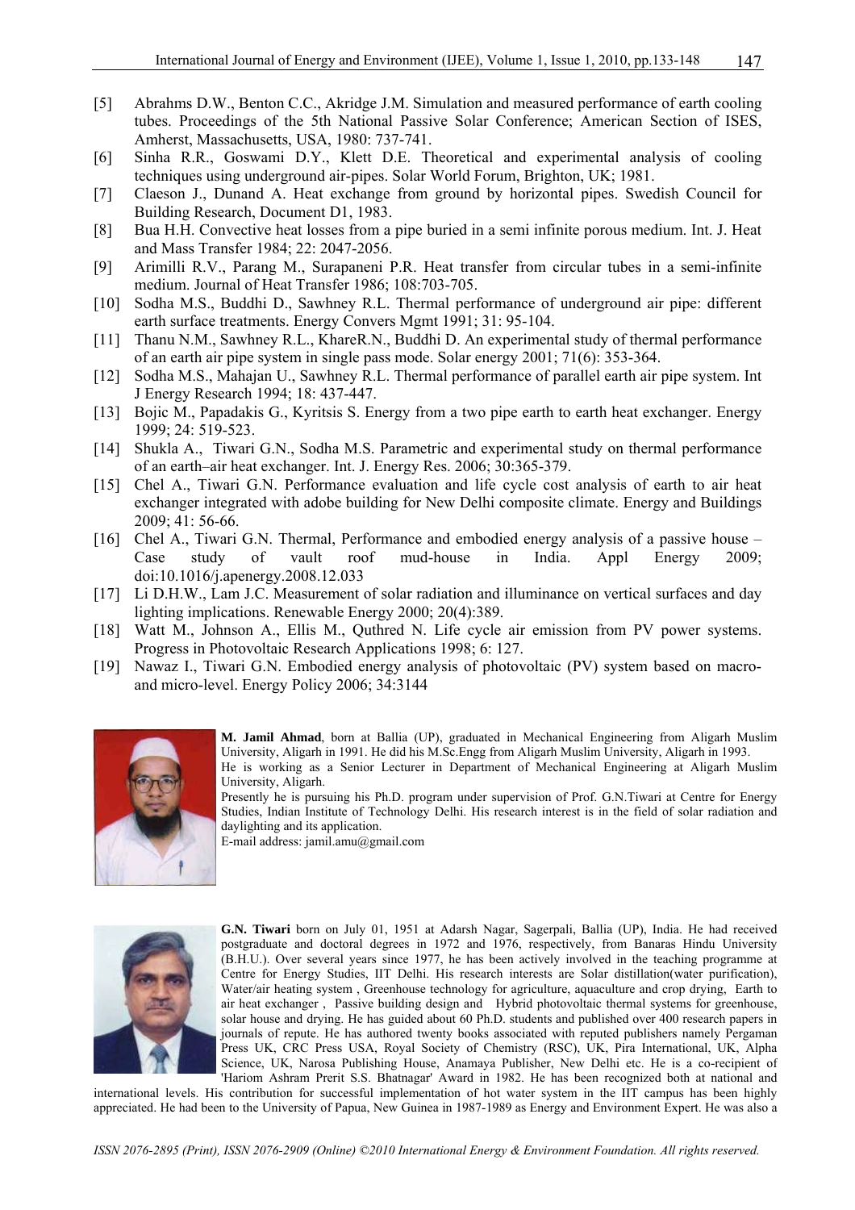[5] Abrahms D.W., Benton C.C., Akridge J.M. Simulation and measured performance of earth cooling tubes. Proceedings of the 5th National Passive Solar Conference; American Section of ISES, Amherst, Massachusetts, USA, 1980: 737-741.

[6] Sinha R.R., Goswami D.Y., Klett D.E. Theoretical and experimental analysis of cooling techniques using underground air-pipes. Solar World Forum, Brighton, UK; 1981.

[7] Claeson J., Dunand A. Heat exchange from ground by horizontal pipes. Swedish Council for Building Research, Document D1, 1983.

[8] Bua H.H. Convective heat losses from a pipe buried in a semi infinite porous medium. Int. J. Heat and Mass Transfer 1984; 22: 2047-2056.

[9] Arimilli R.V., Parang M., Surapaneni P.R. Heat transfer from circular tubes in a semi-infinite medium. Journal of Heat Transfer 1986; 108:703-705.

[10] Sodha M.S., Buddhi D., Sawhney R.L. Thermal performance of underground air pipe: different earth surface treatments. Energy Convers Mgmt 1991; 31: 95-104.

[11] Thanu N.M., Sawhney R.L., KhareR.N., Buddhi D. An experimental study of thermal performance of an earth air pipe system in single pass mode. Solar energy 2001; 71(6): 353-364.

[12] Sodha M.S., Mahajan U., Sawhney R.L. Thermal performance of parallel earth air pipe system. Int J Energy Research 1994; 18: 437-447.

[13] Bojic M., Papadakis G., Kyritsis S. Energy from a two pipe earth to earth heat exchanger. Energy 1999; 24: 519-523.

[14] Shukla A., Tiwari G.N., Sodha M.S. Parametric and experimental study on thermal performance of an earth–air heat exchanger. Int. J. Energy Res. 2006; 30:365-379.

[15] Chel A., Tiwari G.N. Performance evaluation and life cycle cost analysis of earth to air heat exchanger integrated with adobe building for New Delhi composite climate. Energy and Buildings 2009; 41: 56-66.

[16] Chel A., Tiwari G.N. Thermal, Performance and embodied energy analysis of a passive house – Case study of vault roof mud-house in India. Appl Energy 2009; doi:10.1016/j.apenergy.2008.12.033

[17] Li D.H.W., Lam J.C. Measurement of solar radiation and illuminance on vertical surfaces and day lighting implications. Renewable Energy 2000; 20(4):389.

[18] Watt M., Johnson A., Ellis M., Quthred N. Life cycle air emission from PV power systems. Progress in Photovoltaic Research Applications 1998; 6: 127.

[19] Nawaz I., Tiwari G.N. Embodied energy analysis of photovoltaic (PV) system based on macro- and micro-level. Energy Policy 2006; 34:3144

**M. Jamil Ahmad**, born at Ballia (UP), graduated in Mechanical Engineering from Aligarh Muslim University, Aligarh in 1991. He did his M.Sc.Engg from Aligarh Muslim University, Aligarh in 1993.
He is working as a Senior Lecturer in Department of Mechanical Engineering at Aligarh Muslim University, Aligarh.
Presently he is pursuing his Ph.D. program under supervision of Prof. G.N.Tiwari at Centre for Energy Studies, Indian Institute of Technology Delhi. His research interest is in the field of solar radiation and daylighting and its application.
E-mail address: jamil.amu@gmail.com

**G.N. Tiwari** born on July 01, 1951 at Adarsh Nagar, Sagerpali, Ballia (UP), India. He had received postgraduate and doctoral degrees in 1972 and 1976, respectively, from Banaras Hindu University (B.H.U.). Over several years since 1977, he has been actively involved in the teaching programme at Centre for Energy Studies, IIT Delhi. His research interests are Solar distillation(water purification), Water/air heating system , Greenhouse technology for agriculture, aquaculture and crop drying, Earth to air heat exchanger , Passive building design and Hybrid photovoltaic thermal systems for greenhouse, solar house and drying. He has guided about 60 Ph.D. students and published over 400 research papers in journals of repute. He has authored twenty books associated with reputed publishers namely Pergaman Press UK, CRC Press USA, Royal Society of Chemistry (RSC), UK, Pira International, UK, Alpha Science, UK, Narosa Publishing House, Anamaya Publisher, New Delhi etc. He is a co-recipient of 'Hariom Ashram Prerit S.S. Bhatnagar' Award in 1982. He has been recognized both at national and international levels. His contribution for successful implementation of hot water system in the IIT campus has been highly appreciated. He had been to the University of Papua, New Guinea in 1987-1989 as Energy and Environment Expert. He was also a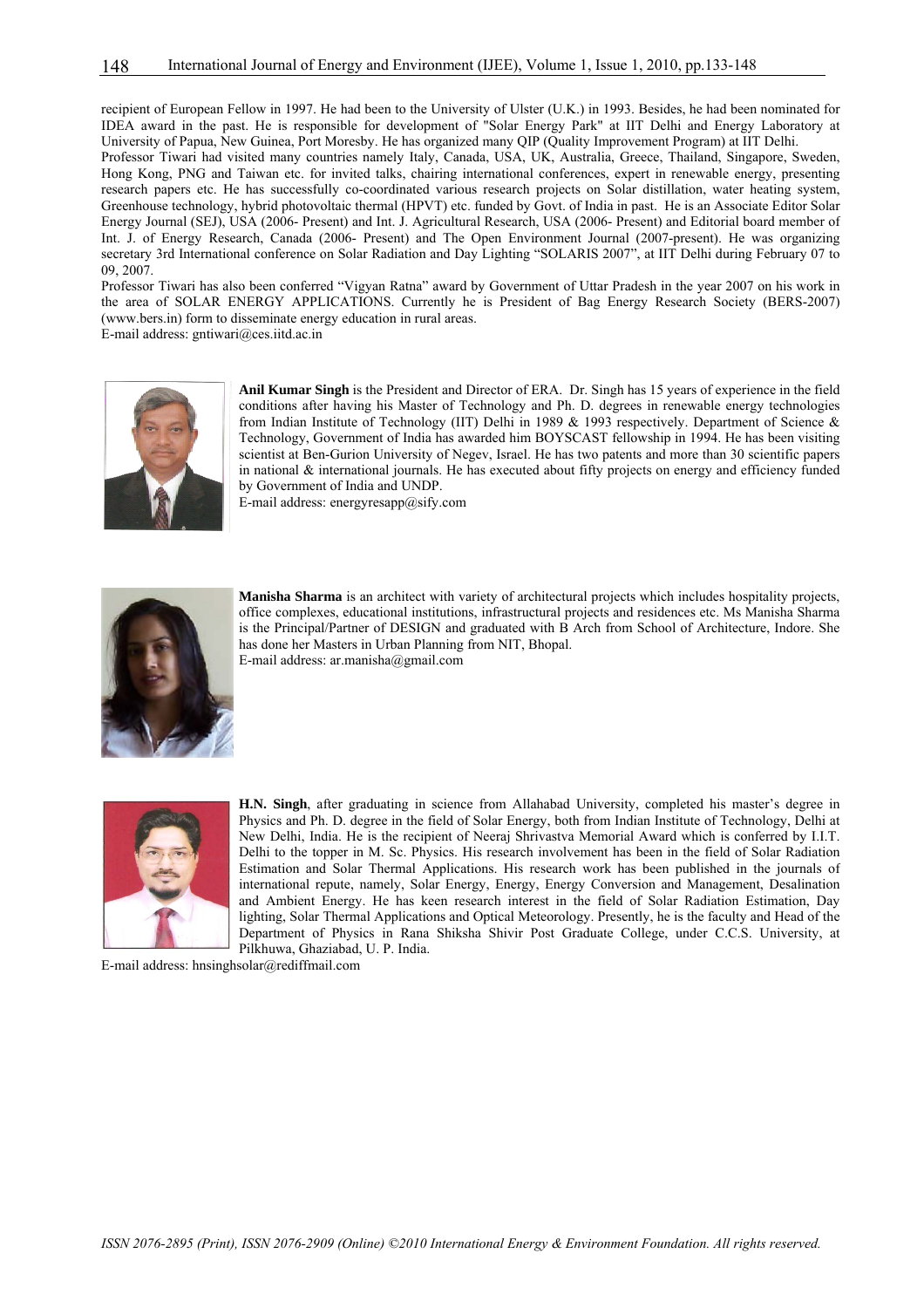recipient of European Fellow in 1997. He had been to the University of Ulster (U.K.) in 1993. Besides, he had been nominated for IDEA award in the past. He is responsible for development of "Solar Energy Park" at IIT Delhi and Energy Laboratory at University of Papua, New Guinea, Port Moresby. He has organized many QIP (Quality Improvement Program) at IIT Delhi.

Professor Tiwari had visited many countries namely Italy, Canada, USA, UK, Australia, Greece, Thailand, Singapore, Sweden, Hong Kong, PNG and Taiwan etc. for invited talks, chairing international conferences, expert in renewable energy, presenting research papers etc. He has successfully co-coordinated various research projects on Solar distillation, water heating system, Greenhouse technology, hybrid photovoltaic thermal (HPVT) etc. funded by Govt. of India in past. He is an Associate Editor Solar Energy Journal (SEJ), USA (2006- Present) and Int. J. Agricultural Research, USA (2006- Present) and Editorial board member of Int. J. of Energy Research, Canada (2006- Present) and The Open Environment Journal (2007-present). He was organizing secretary 3rd International conference on Solar Radiation and Day Lighting "SOLARIS 2007", at IIT Delhi during February 07 to 09, 2007.

Professor Tiwari has also been conferred "Vigyan Ratna" award by Government of Uttar Pradesh in the year 2007 on his work in the area of SOLAR ENERGY APPLICATIONS. Currently he is President of Bag Energy Research Society (BERS-2007) (www.bers.in) form to disseminate energy education in rural areas.

E-mail address: gntiwari@ces.iitd.ac.in

**Anil Kumar Singh** is the President and Director of ERA. Dr. Singh has 15 years of experience in the field conditions after having his Master of Technology and Ph. D. degrees in renewable energy technologies from Indian Institute of Technology (IIT) Delhi in 1989 & 1993 respectively. Department of Science & Technology, Government of India has awarded him BOYSCAST fellowship in 1994. He has been visiting scientist at Ben-Gurion University of Negev, Israel. He has two patents and more than 30 scientific papers in national & international journals. He has executed about fifty projects on energy and efficiency funded by Government of India and UNDP.

E-mail address: energyresapp@sify.com

**Manisha Sharma** is an architect with variety of architectural projects which includes hospitality projects, office complexes, educational institutions, infrastructural projects and residences etc. Ms Manisha Sharma is the Principal/Partner of DESIGN and graduated with B Arch from School of Architecture, Indore. She has done her Masters in Urban Planning from NIT, Bhopal.

E-mail address: ar.manisha@gmail.com

**H.N. Singh**, after graduating in science from Allahabad University, completed his master's degree in Physics and Ph. D. degree in the field of Solar Energy, both from Indian Institute of Technology, Delhi at New Delhi, India. He is the recipient of Neeraj Shrivastva Memorial Award which is conferred by I.I.T. Delhi to the topper in M. Sc. Physics. His research involvement has been in the field of Solar Radiation Estimation and Solar Thermal Applications. His research work has been published in the journals of international repute, namely, Solar Energy, Energy, Energy Conversion and Management, Desalination and Ambient Energy. He has keen research interest in the field of Solar Radiation Estimation, Day lighting, Solar Thermal Applications and Optical Meteorology. Presently, he is the faculty and Head of the Department of Physics in Rana Shiksha Shivir Post Graduate College, under C.C.S. University, at Pilkhuwa, Ghaziabad, U. P. India.

E-mail address: hnsinghsolar@rediffmail.com